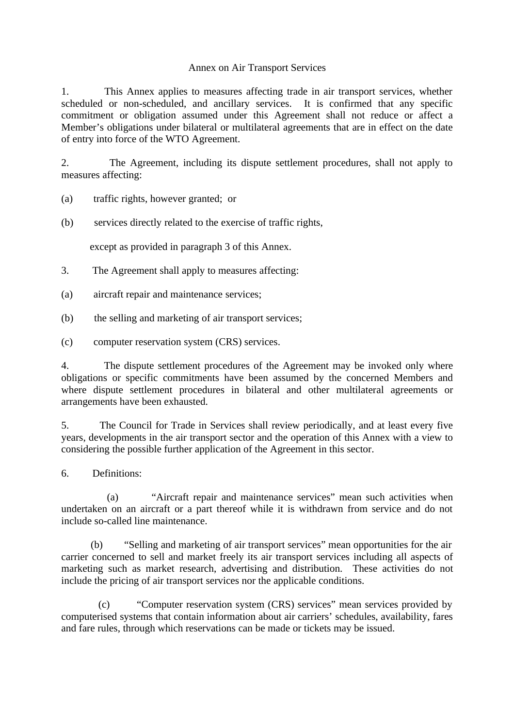# Annex on Air Transport Services

1. This Annex applies to measures affecting trade in air transport services, whether scheduled or non-scheduled, and ancillary services. It is confirmed that any specific commitment or obligation assumed under this Agreement shall not reduce or affect a Member's obligations under bilateral or multilateral agreements that are in effect on the date of entry into force of the WTO Agreement.

2. The Agreement, including its dispute settlement procedures, shall not apply to measures affecting:

(a) traffic rights, however granted; or

(b) services directly related to the exercise of traffic rights,

except as provided in paragraph 3 of this Annex.

3. The Agreement shall apply to measures affecting:

(a) aircraft repair and maintenance services;

(b) the selling and marketing of air transport services;

(c) computer reservation system (CRS) services.

4. The dispute settlement procedures of the Agreement may be invoked only where obligations or specific commitments have been assumed by the concerned Members and where dispute settlement procedures in bilateral and other multilateral agreements or arrangements have been exhausted.

5. The Council for Trade in Services shall review periodically, and at least every five years, developments in the air transport sector and the operation of this Annex with a view to considering the possible further application of the Agreement in this sector.

6. Definitions:

(a) "Aircraft repair and maintenance services" mean such activities when undertaken on an aircraft or a part thereof while it is withdrawn from service and do not include so-called line maintenance.

(b) "Selling and marketing of air transport services" mean opportunities for the air carrier concerned to sell and market freely its air transport services including all aspects of marketing such as market research, advertising and distribution. These activities do not include the pricing of air transport services nor the applicable conditions.

(c) "Computer reservation system (CRS) services" mean services provided by computerised systems that contain information about air carriers' schedules, availability, fares and fare rules, through which reservations can be made or tickets may be issued.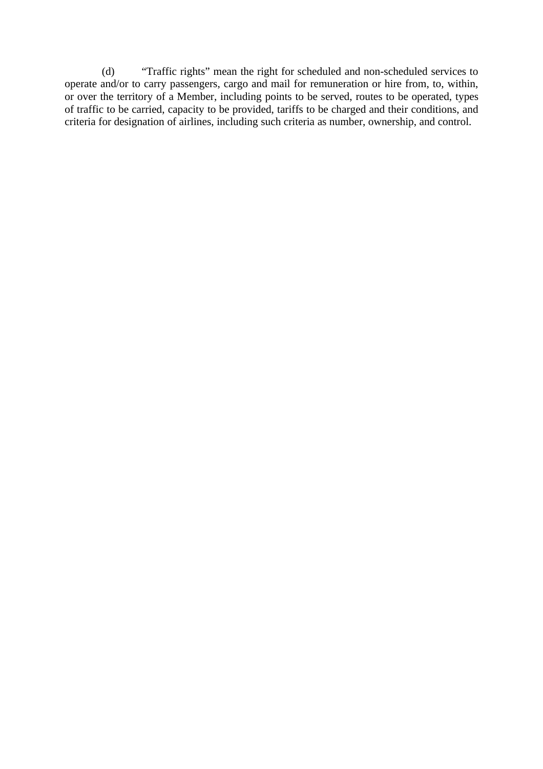(d) “Traffic rights” mean the right for scheduled and non-scheduled services to operate and/or to carry passengers, cargo and mail for remuneration or hire from, to, within, or over the territory of a Member, including points to be served, routes to be operated, types of traffic to be carried, capacity to be provided, tariffs to be charged and their conditions, and criteria for designation of airlines, including such criteria as number, ownership, and control.